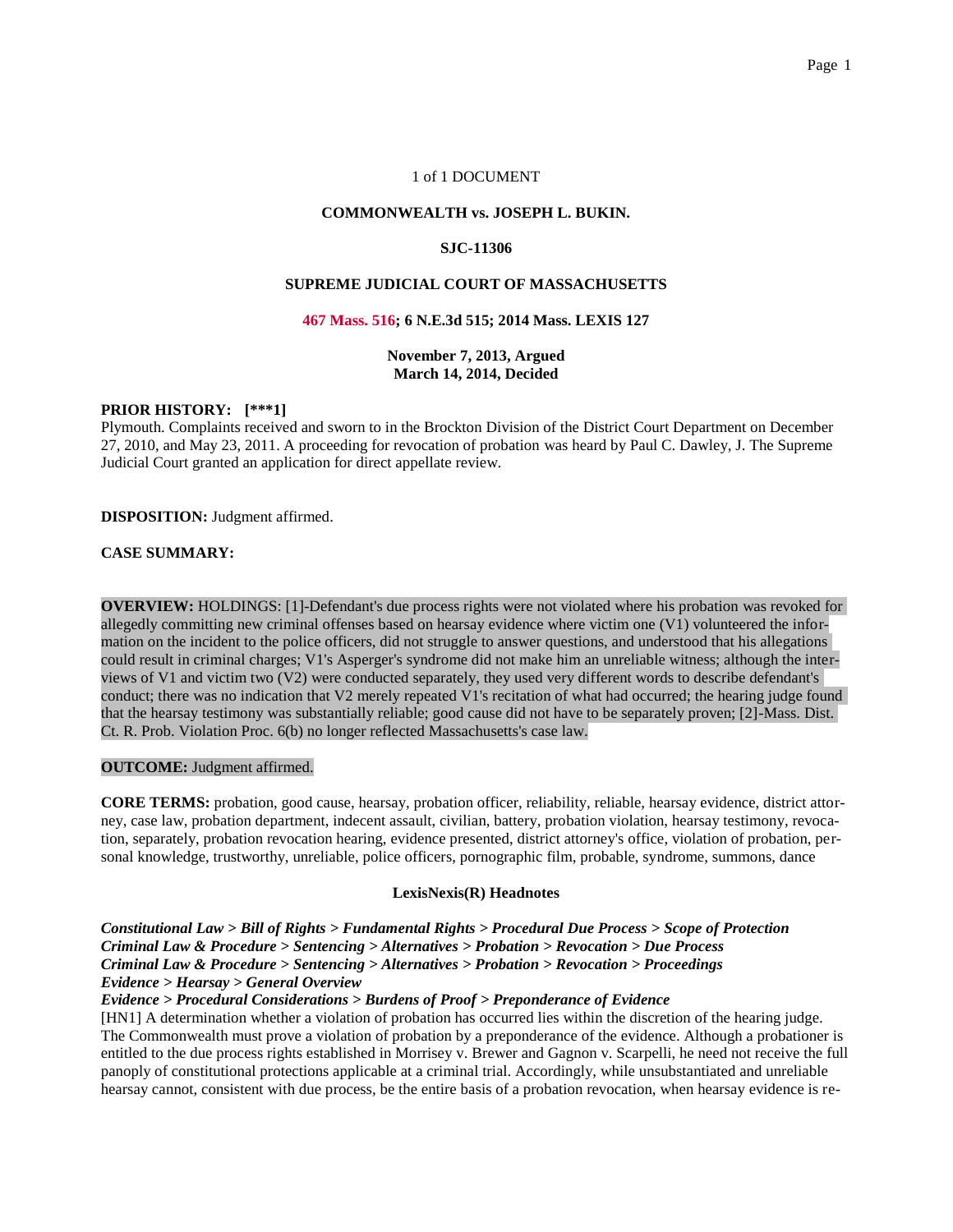1 of 1 DOCUMENT

**COMMONWEALTH vs. JOSEPH L. BUKIN.**

**SJC-11306**

**SUPREME JUDICIAL COURT OF MASSACHUSETTS**

**467 Mass. 516; 6 N.E.3d 515; 2014 Mass. LEXIS 127**

**November 7, 2013, Argued**
**March 14, 2014, Decided**

**PRIOR HISTORY: [***1]**
Plymouth. Complaints received and sworn to in the Brockton Division of the District Court Department on December 27, 2010, and May 23, 2011. A proceeding for revocation of probation was heard by Paul C. Dawley, J. The Supreme Judicial Court granted an application for direct appellate review.

**DISPOSITION:** Judgment affirmed.

**CASE SUMMARY:**

**OVERVIEW:** HOLDINGS: [1]-Defendant's due process rights were not violated where his probation was revoked for allegedly committing new criminal offenses based on hearsay evidence where victim one (V1) volunteered the information on the incident to the police officers, did not struggle to answer questions, and understood that his allegations could result in criminal charges; V1's Asperger's syndrome did not make him an unreliable witness; although the interviews of V1 and victim two (V2) were conducted separately, they used very different words to describe defendant's conduct; there was no indication that V2 merely repeated V1's recitation of what had occurred; the hearing judge found that the hearsay testimony was substantially reliable; good cause did not have to be separately proven; [2]-Mass. Dist. Ct. R. Prob. Violation Proc. 6(b) no longer reflected Massachusetts's case law.

**OUTCOME:** Judgment affirmed.

**CORE TERMS:** probation, good cause, hearsay, probation officer, reliability, reliable, hearsay evidence, district attorney, case law, probation department, indecent assault, civilian, battery, probation violation, hearsay testimony, revocation, separately, probation revocation hearing, evidence presented, district attorney's office, violation of probation, personal knowledge, trustworthy, unreliable, police officers, pornographic film, probable, syndrome, summons, dance

**LexisNexis(R) Headnotes**

***Constitutional Law > Bill of Rights > Fundamental Rights > Procedural Due Process > Scope of Protection***
***Criminal Law & Procedure > Sentencing > Alternatives > Probation > Revocation > Due Process***
***Criminal Law & Procedure > Sentencing > Alternatives > Probation > Revocation > Proceedings***
***Evidence > Hearsay > General Overview***
***Evidence > Procedural Considerations > Burdens of Proof > Preponderance of Evidence***
[HN1] A determination whether a violation of probation has occurred lies within the discretion of the hearing judge. The Commonwealth must prove a violation of probation by a preponderance of the evidence. Although a probationer is entitled to the due process rights established in Morrisey v. Brewer and Gagnon v. Scarpelli, he need not receive the full panoply of constitutional protections applicable at a criminal trial. Accordingly, while unsubstantiated and unreliable hearsay cannot, consistent with due process, be the entire basis of a probation revocation, when hearsay evidence is re-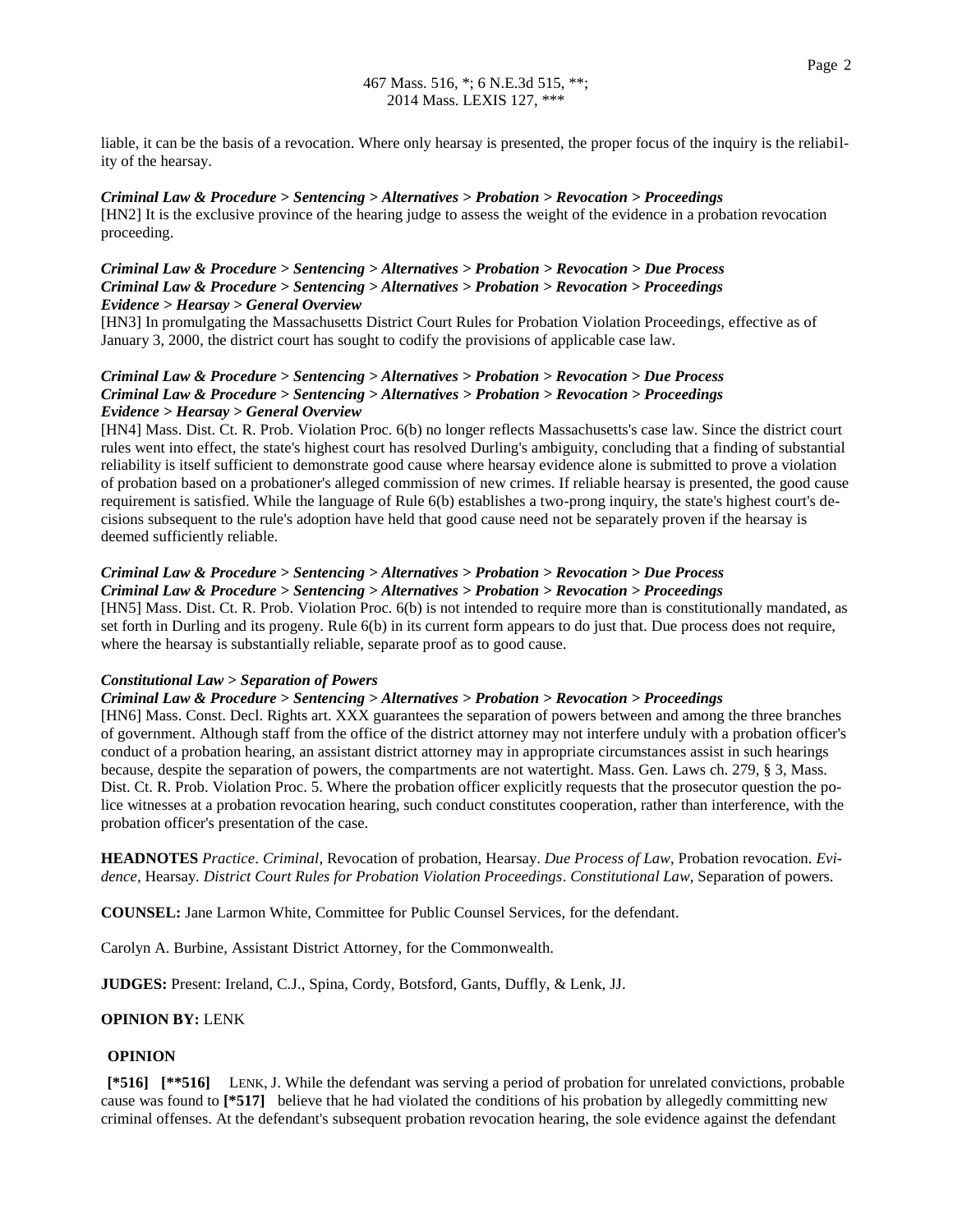liable, it can be the basis of a revocation. Where only hearsay is presented, the proper focus of the inquiry is the reliability of the hearsay.

***Criminal Law & Procedure > Sentencing > Alternatives > Probation > Revocation > Proceedings***
[HN2] It is the exclusive province of the hearing judge to assess the weight of the evidence in a probation revocation proceeding.

***Criminal Law & Procedure > Sentencing > Alternatives > Probation > Revocation > Due Process***
***Criminal Law & Procedure > Sentencing > Alternatives > Probation > Revocation > Proceedings***
***Evidence > Hearsay > General Overview***
[HN3] In promulgating the Massachusetts District Court Rules for Probation Violation Proceedings, effective as of January 3, 2000, the district court has sought to codify the provisions of applicable case law.

***Criminal Law & Procedure > Sentencing > Alternatives > Probation > Revocation > Due Process***
***Criminal Law & Procedure > Sentencing > Alternatives > Probation > Revocation > Proceedings***
***Evidence > Hearsay > General Overview***
[HN4] Mass. Dist. Ct. R. Prob. Violation Proc. 6(b) no longer reflects Massachusetts's case law. Since the district court rules went into effect, the state's highest court has resolved Durling's ambiguity, concluding that a finding of substantial reliability is itself sufficient to demonstrate good cause where hearsay evidence alone is submitted to prove a violation of probation based on a probationer's alleged commission of new crimes. If reliable hearsay is presented, the good cause requirement is satisfied. While the language of Rule 6(b) establishes a two-prong inquiry, the state's highest court's decisions subsequent to the rule's adoption have held that good cause need not be separately proven if the hearsay is deemed sufficiently reliable.

***Criminal Law & Procedure > Sentencing > Alternatives > Probation > Revocation > Due Process***
***Criminal Law & Procedure > Sentencing > Alternatives > Probation > Revocation > Proceedings***
[HN5] Mass. Dist. Ct. R. Prob. Violation Proc. 6(b) is not intended to require more than is constitutionally mandated, as set forth in Durling and its progeny. Rule 6(b) in its current form appears to do just that. Due process does not require, where the hearsay is substantially reliable, separate proof as to good cause.

***Constitutional Law > Separation of Powers***
***Criminal Law & Procedure > Sentencing > Alternatives > Probation > Revocation > Proceedings***
[HN6] Mass. Const. Decl. Rights art. XXX guarantees the separation of powers between and among the three branches of government. Although staff from the office of the district attorney may not interfere unduly with a probation officer's conduct of a probation hearing, an assistant district attorney may in appropriate circumstances assist in such hearings because, despite the separation of powers, the compartments are not watertight. Mass. Gen. Laws ch. 279, § 3, Mass. Dist. Ct. R. Prob. Violation Proc. 5. Where the probation officer explicitly requests that the prosecutor question the police witnesses at a probation revocation hearing, such conduct constitutes cooperation, rather than interference, with the probation officer's presentation of the case.

**HEADNOTES** *Practice*. *Criminal*, Revocation of probation, Hearsay. *Due Process of Law*, Probation revocation. *Evidence*, Hearsay. *District Court Rules for Probation Violation Proceedings*. *Constitutional Law*, Separation of powers.

**COUNSEL:** Jane Larmon White, Committee for Public Counsel Services, for the defendant.

Carolyn A. Burbine, Assistant District Attorney, for the Commonwealth.

**JUDGES:** Present: Ireland, C.J., Spina, Cordy, Botsford, Gants, Duffly, & Lenk, JJ.

**OPINION BY:** LENK

**OPINION**

**[\*516] [\*\*516]** LENK, J. While the defendant was serving a period of probation for unrelated convictions, probable cause was found to **[\*517]** believe that he had violated the conditions of his probation by allegedly committing new criminal offenses. At the defendant's subsequent probation revocation hearing, the sole evidence against the defendant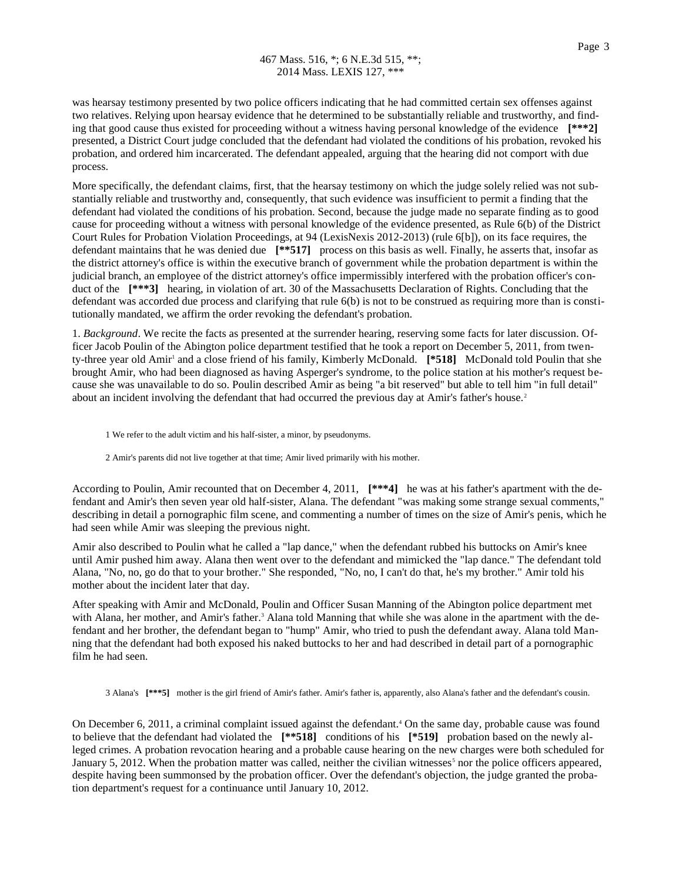was hearsay testimony presented by two police officers indicating that he had committed certain sex offenses against two relatives. Relying upon hearsay evidence that he determined to be substantially reliable and trustworthy, and finding that good cause thus existed for proceeding without a witness having personal knowledge of the evidence **[***2]** presented, a District Court judge concluded that the defendant had violated the conditions of his probation, revoked his probation, and ordered him incarcerated. The defendant appealed, arguing that the hearing did not comport with due process.

More specifically, the defendant claims, first, that the hearsay testimony on which the judge solely relied was not substantially reliable and trustworthy and, consequently, that such evidence was insufficient to permit a finding that the defendant had violated the conditions of his probation. Second, because the judge made no separate finding as to good cause for proceeding without a witness with personal knowledge of the evidence presented, as Rule 6(b) of the District Court Rules for Probation Violation Proceedings, at 94 (LexisNexis 2012-2013) (rule 6[b]), on its face requires, the defendant maintains that he was denied due **[**517]** process on this basis as well. Finally, he asserts that, insofar as the district attorney's office is within the executive branch of government while the probation department is within the judicial branch, an employee of the district attorney's office impermissibly interfered with the probation officer's conduct of the **[***3]** hearing, in violation of art. 30 of the Massachusetts Declaration of Rights. Concluding that the defendant was accorded due process and clarifying that rule 6(b) is not to be construed as requiring more than is constitutionally mandated, we affirm the order revoking the defendant's probation.

1. *Background*. We recite the facts as presented at the surrender hearing, reserving some facts for later discussion. Officer Jacob Poulin of the Abington police department testified that he took a report on December 5, 2011, from twenty-three year old Amir[1] and a close friend of his family, Kimberly McDonald. **[*518]** McDonald told Poulin that she brought Amir, who had been diagnosed as having Asperger's syndrome, to the police station at his mother's request because she was unavailable to do so. Poulin described Amir as being "a bit reserved" but able to tell him "in full detail" about an incident involving the defendant that had occurred the previous day at Amir's father's house.[2]

1 We refer to the adult victim and his half-sister, a minor, by pseudonyms.

2 Amir's parents did not live together at that time; Amir lived primarily with his mother.

According to Poulin, Amir recounted that on December 4, 2011, **[***4]** he was at his father's apartment with the defendant and Amir's then seven year old half-sister, Alana. The defendant "was making some strange sexual comments," describing in detail a pornographic film scene, and commenting a number of times on the size of Amir's penis, which he had seen while Amir was sleeping the previous night.

Amir also described to Poulin what he called a "lap dance," when the defendant rubbed his buttocks on Amir's knee until Amir pushed him away. Alana then went over to the defendant and mimicked the "lap dance." The defendant told Alana, "No, no, go do that to your brother." She responded, "No, no, I can't do that, he's my brother." Amir told his mother about the incident later that day.

After speaking with Amir and McDonald, Poulin and Officer Susan Manning of the Abington police department met with Alana, her mother, and Amir's father.[3] Alana told Manning that while she was alone in the apartment with the defendant and her brother, the defendant began to "hump" Amir, who tried to push the defendant away. Alana told Manning that the defendant had both exposed his naked buttocks to her and had described in detail part of a pornographic film he had seen.

3 Alana's **[***5]** mother is the girl friend of Amir's father. Amir's father is, apparently, also Alana's father and the defendant's cousin.

On December 6, 2011, a criminal complaint issued against the defendant.[4] On the same day, probable cause was found to believe that the defendant had violated the **[**518]** conditions of his **[*519]** probation based on the newly alleged crimes. A probation revocation hearing and a probable cause hearing on the new charges were both scheduled for January 5, 2012. When the probation matter was called, neither the civilian witnesses[5] nor the police officers appeared, despite having been summonsed by the probation officer. Over the defendant's objection, the judge granted the probation department's request for a continuance until January 10, 2012.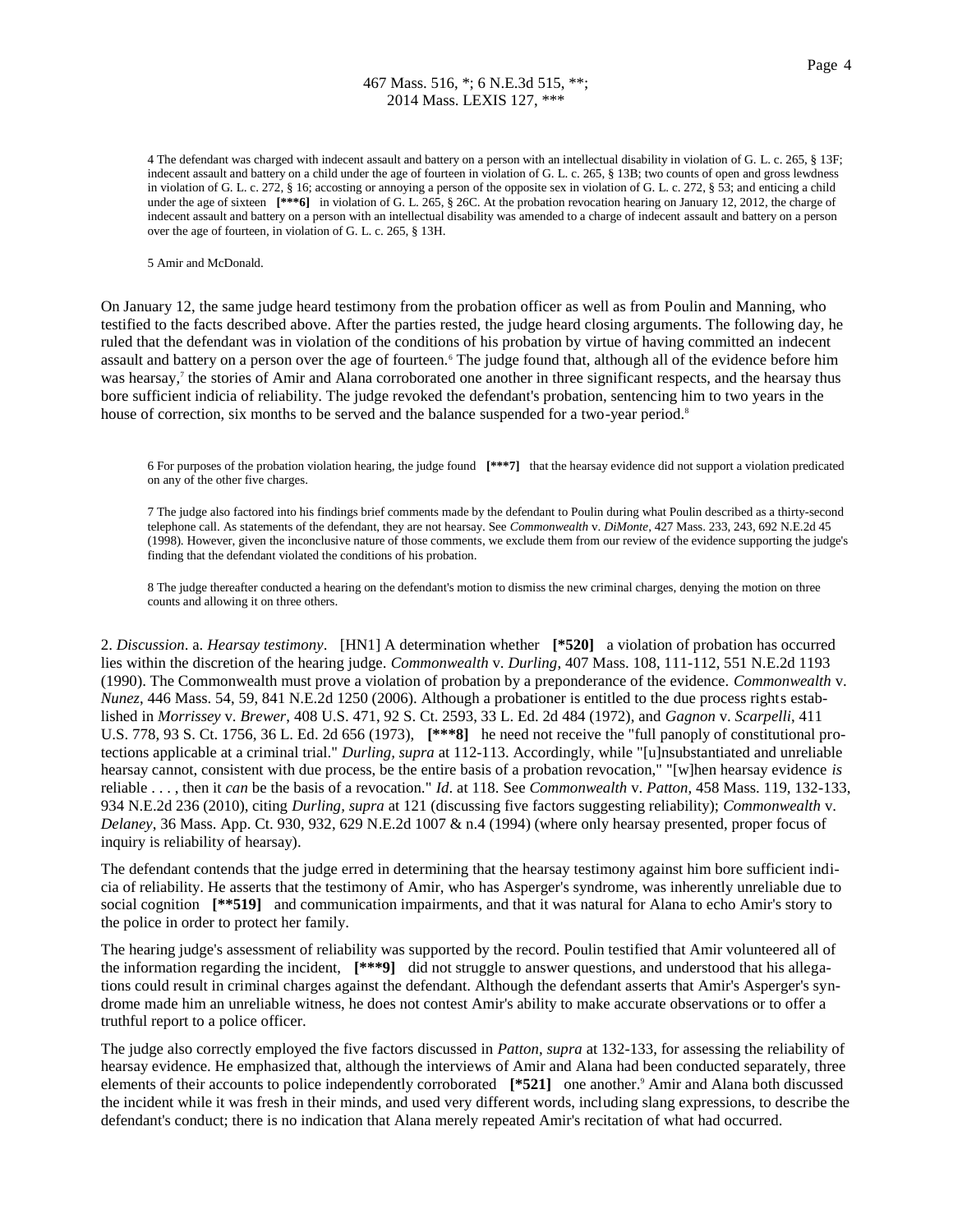4 The defendant was charged with indecent assault and battery on a person with an intellectual disability in violation of G. L. c. 265, § 13F; indecent assault and battery on a child under the age of fourteen in violation of G. L. c. 265, § 13B; two counts of open and gross lewdness in violation of G. L. c. 272, § 16; accosting or annoying a person of the opposite sex in violation of G. L. c. 272, § 53; and enticing a child under the age of sixteen **[***6]** in violation of G. L. 265, § 26C. At the probation revocation hearing on January 12, 2012, the charge of indecent assault and battery on a person with an intellectual disability was amended to a charge of indecent assault and battery on a person over the age of fourteen, in violation of G. L. c. 265, § 13H.

5 Amir and McDonald.

On January 12, the same judge heard testimony from the probation officer as well as from Poulin and Manning, who testified to the facts described above. After the parties rested, the judge heard closing arguments. The following day, he ruled that the defendant was in violation of the conditions of his probation by virtue of having committed an indecent assault and battery on a person over the age of fourteen.[6] The judge found that, although all of the evidence before him was hearsay,[7] the stories of Amir and Alana corroborated one another in three significant respects, and the hearsay thus bore sufficient indicia of reliability. The judge revoked the defendant's probation, sentencing him to two years in the house of correction, six months to be served and the balance suspended for a two-year period.[8]

6 For purposes of the probation violation hearing, the judge found **[***7]** that the hearsay evidence did not support a violation predicated on any of the other five charges.

7 The judge also factored into his findings brief comments made by the defendant to Poulin during what Poulin described as a thirty-second telephone call. As statements of the defendant, they are not hearsay. See *Commonwealth* v. *DiMonte*, 427 Mass. 233, 243, 692 N.E.2d 45 (1998). However, given the inconclusive nature of those comments, we exclude them from our review of the evidence supporting the judge's finding that the defendant violated the conditions of his probation.

8 The judge thereafter conducted a hearing on the defendant's motion to dismiss the new criminal charges, denying the motion on three counts and allowing it on three others.

2. *Discussion*. a. *Hearsay testimony*. [HN1] A determination whether **[*520]** a violation of probation has occurred lies within the discretion of the hearing judge. *Commonwealth* v. *Durling*, 407 Mass. 108, 111-112, 551 N.E.2d 1193 (1990). The Commonwealth must prove a violation of probation by a preponderance of the evidence. *Commonwealth* v. *Nunez*, 446 Mass. 54, 59, 841 N.E.2d 1250 (2006). Although a probationer is entitled to the due process rights established in *Morrissey* v. *Brewer*, 408 U.S. 471, 92 S. Ct. 2593, 33 L. Ed. 2d 484 (1972), and *Gagnon* v. *Scarpelli*, 411 U.S. 778, 93 S. Ct. 1756, 36 L. Ed. 2d 656 (1973), **[***8]** he need not receive the "full panoply of constitutional protections applicable at a criminal trial." *Durling, supra* at 112-113. Accordingly, while "[u]nsubstantiated and unreliable hearsay cannot, consistent with due process, be the entire basis of a probation revocation," "[w]hen hearsay evidence *is* reliable . . . , then it *can* be the basis of a revocation." *Id*. at 118. See *Commonwealth* v. *Patton*, 458 Mass. 119, 132-133, 934 N.E.2d 236 (2010), citing *Durling, supra* at 121 (discussing five factors suggesting reliability); *Commonwealth* v. *Delaney*, 36 Mass. App. Ct. 930, 932, 629 N.E.2d 1007 & n.4 (1994) (where only hearsay presented, proper focus of inquiry is reliability of hearsay).

The defendant contends that the judge erred in determining that the hearsay testimony against him bore sufficient indicia of reliability. He asserts that the testimony of Amir, who has Asperger's syndrome, was inherently unreliable due to social cognition **[**519]** and communication impairments, and that it was natural for Alana to echo Amir's story to the police in order to protect her family.

The hearing judge's assessment of reliability was supported by the record. Poulin testified that Amir volunteered all of the information regarding the incident, **[***9]** did not struggle to answer questions, and understood that his allegations could result in criminal charges against the defendant. Although the defendant asserts that Amir's Asperger's syndrome made him an unreliable witness, he does not contest Amir's ability to make accurate observations or to offer a truthful report to a police officer.

The judge also correctly employed the five factors discussed in *Patton, supra* at 132-133, for assessing the reliability of hearsay evidence. He emphasized that, although the interviews of Amir and Alana had been conducted separately, three elements of their accounts to police independently corroborated **[*521]** one another.[9] Amir and Alana both discussed the incident while it was fresh in their minds, and used very different words, including slang expressions, to describe the defendant's conduct; there is no indication that Alana merely repeated Amir's recitation of what had occurred.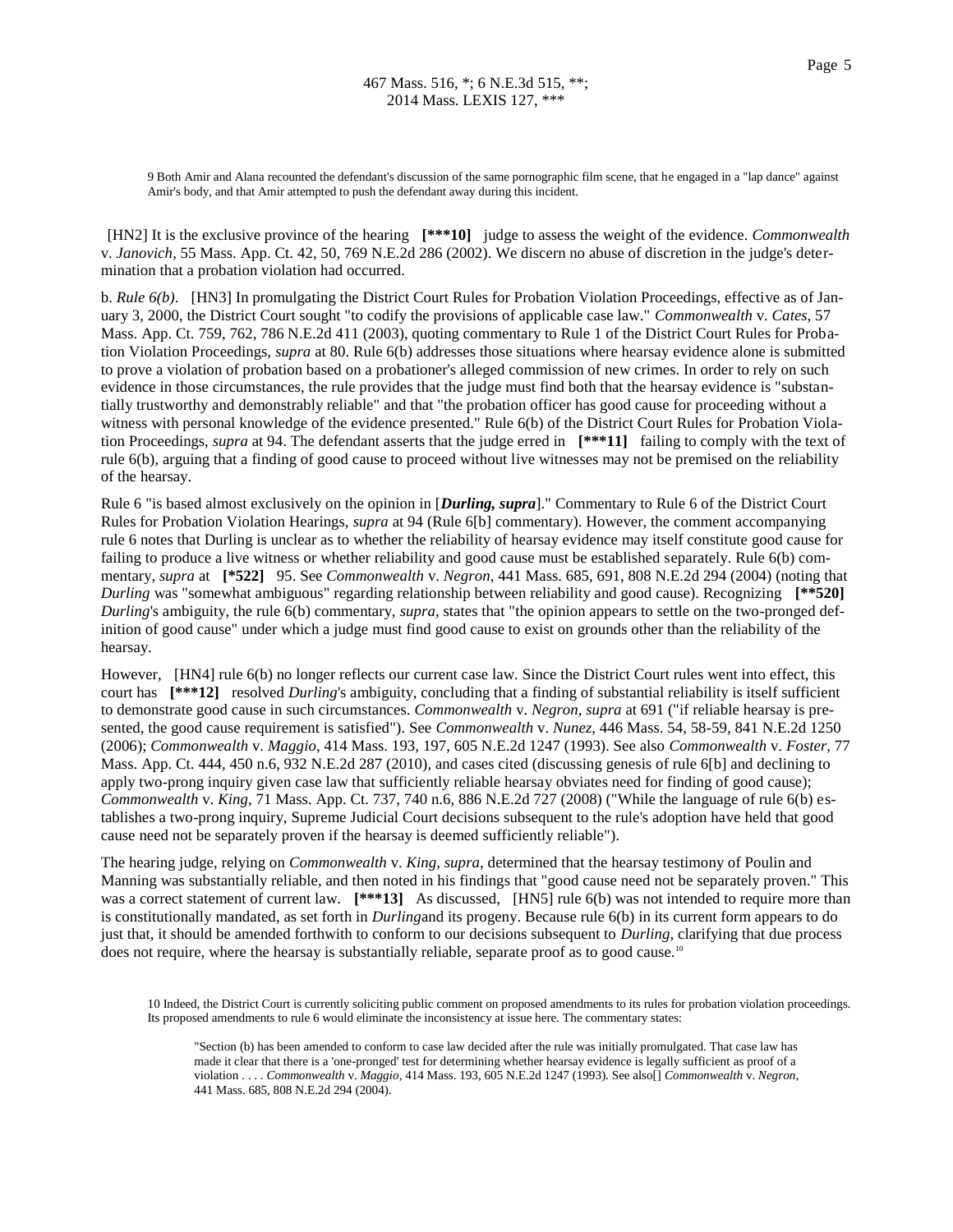9 Both Amir and Alana recounted the defendant's discussion of the same pornographic film scene, that he engaged in a "lap dance" against Amir's body, and that Amir attempted to push the defendant away during this incident.

[HN2] It is the exclusive province of the hearing **[***10]** judge to assess the weight of the evidence. *Commonwealth* v. *Janovich*, 55 Mass. App. Ct. 42, 50, 769 N.E.2d 286 (2002). We discern no abuse of discretion in the judge's determination that a probation violation had occurred.

b. *Rule 6(b)*. [HN3] In promulgating the District Court Rules for Probation Violation Proceedings, effective as of January 3, 2000, the District Court sought "to codify the provisions of applicable case law." *Commonwealth* v. *Cates*, 57 Mass. App. Ct. 759, 762, 786 N.E.2d 411 (2003), quoting commentary to Rule 1 of the District Court Rules for Probation Violation Proceedings, *supra* at 80. Rule 6(b) addresses those situations where hearsay evidence alone is submitted to prove a violation of probation based on a probationer's alleged commission of new crimes. In order to rely on such evidence in those circumstances, the rule provides that the judge must find both that the hearsay evidence is "substantially trustworthy and demonstrably reliable" and that "the probation officer has good cause for proceeding without a witness with personal knowledge of the evidence presented." Rule 6(b) of the District Court Rules for Probation Violation Proceedings, *supra* at 94. The defendant asserts that the judge erred in **[***11]** failing to comply with the text of rule 6(b), arguing that a finding of good cause to proceed without live witnesses may not be premised on the reliability of the hearsay.

Rule 6 "is based almost exclusively on the opinion in [***Durling, supra***]." Commentary to Rule 6 of the District Court Rules for Probation Violation Hearings, *supra* at 94 (Rule 6[b] commentary). However, the comment accompanying rule 6 notes that Durling is unclear as to whether the reliability of hearsay evidence may itself constitute good cause for failing to produce a live witness or whether reliability and good cause must be established separately. Rule 6(b) commentary, *supra* at **[*522]** 95. See *Commonwealth* v. *Negron*, 441 Mass. 685, 691, 808 N.E.2d 294 (2004) (noting that *Durling* was "somewhat ambiguous" regarding relationship between reliability and good cause). Recognizing **[**520]** *Durling*'s ambiguity, the rule 6(b) commentary, *supra*, states that "the opinion appears to settle on the two-pronged definition of good cause" under which a judge must find good cause to exist on grounds other than the reliability of the hearsay.

However, [HN4] rule 6(b) no longer reflects our current case law. Since the District Court rules went into effect, this court has **[***12]** resolved *Durling*'s ambiguity, concluding that a finding of substantial reliability is itself sufficient to demonstrate good cause in such circumstances. *Commonwealth* v. *Negron*, *supra* at 691 ("if reliable hearsay is presented, the good cause requirement is satisfied"). See *Commonwealth* v. *Nunez*, 446 Mass. 54, 58-59, 841 N.E.2d 1250 (2006); *Commonwealth* v. *Maggio*, 414 Mass. 193, 197, 605 N.E.2d 1247 (1993). See also *Commonwealth* v. *Foster*, 77 Mass. App. Ct. 444, 450 n.6, 932 N.E.2d 287 (2010), and cases cited (discussing genesis of rule 6[b] and declining to apply two-prong inquiry given case law that sufficiently reliable hearsay obviates need for finding of good cause); *Commonwealth* v. *King*, 71 Mass. App. Ct. 737, 740 n.6, 886 N.E.2d 727 (2008) ("While the language of rule 6(b) establishes a two-prong inquiry, Supreme Judicial Court decisions subsequent to the rule's adoption have held that good cause need not be separately proven if the hearsay is deemed sufficiently reliable").

The hearing judge, relying on *Commonwealth* v. *King*, *supra*, determined that the hearsay testimony of Poulin and Manning was substantially reliable, and then noted in his findings that "good cause need not be separately proven." This was a correct statement of current law. **[***13]** As discussed, [HN5] rule 6(b) was not intended to require more than is constitutionally mandated, as set forth in *Durling*and its progeny. Because rule 6(b) in its current form appears to do just that, it should be amended forthwith to conform to our decisions subsequent to *Durling*, clarifying that due process does not require, where the hearsay is substantially reliable, separate proof as to good cause.[10]

10 Indeed, the District Court is currently soliciting public comment on proposed amendments to its rules for probation violation proceedings. Its proposed amendments to rule 6 would eliminate the inconsistency at issue here. The commentary states:

> "Section (b) has been amended to conform to case law decided after the rule was initially promulgated. That case law has made it clear that there is a 'one-pronged' test for determining whether hearsay evidence is legally sufficient as proof of a violation . . . . *Commonwealth* v. *Maggio*, 414 Mass. 193, 605 N.E.2d 1247 (1993). See also[] *Commonwealth* v. *Negron*, 441 Mass. 685, 808 N.E.2d 294 (2004).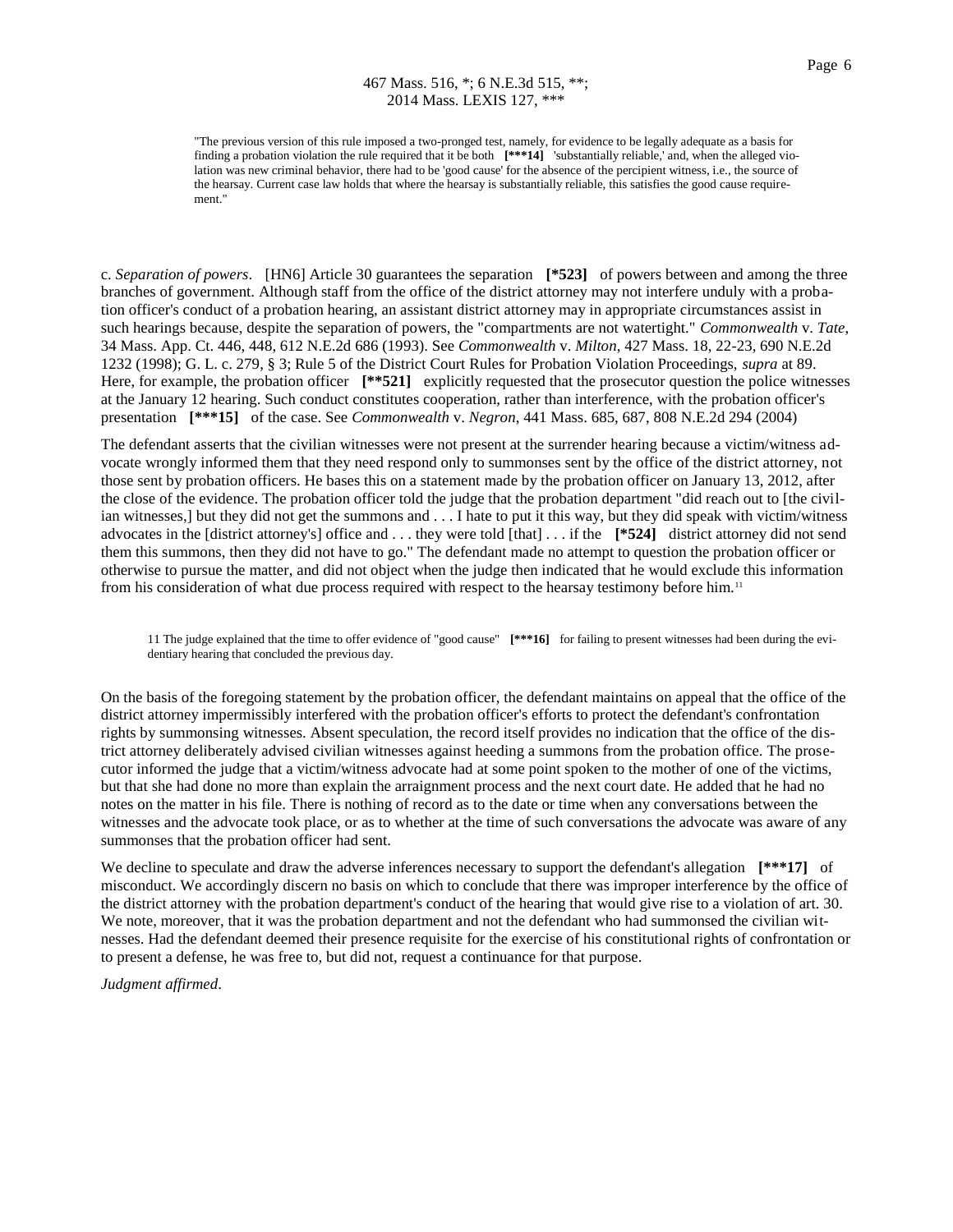"The previous version of this rule imposed a two-pronged test, namely, for evidence to be legally adequate as a basis for finding a probation violation the rule required that it be both **[***14]** 'substantially reliable,' and, when the alleged violation was new criminal behavior, there had to be 'good cause' for the absence of the percipient witness, i.e., the source of the hearsay. Current case law holds that where the hearsay is substantially reliable, this satisfies the good cause requirement."

c. *Separation of powers*. [HN6] Article 30 guarantees the separation **[*523]** of powers between and among the three branches of government. Although staff from the office of the district attorney may not interfere unduly with a probation officer's conduct of a probation hearing, an assistant district attorney may in appropriate circumstances assist in such hearings because, despite the separation of powers, the "compartments are not watertight." *Commonwealth* v. *Tate*, 34 Mass. App. Ct. 446, 448, 612 N.E.2d 686 (1993). See *Commonwealth* v. *Milton*, 427 Mass. 18, 22-23, 690 N.E.2d 1232 (1998); G. L. c. 279, § 3; Rule 5 of the District Court Rules for Probation Violation Proceedings, *supra* at 89. Here, for example, the probation officer **[**521]** explicitly requested that the prosecutor question the police witnesses at the January 12 hearing. Such conduct constitutes cooperation, rather than interference, with the probation officer's presentation **[***15]** of the case. See *Commonwealth* v. *Negron*, 441 Mass. 685, 687, 808 N.E.2d 294 (2004)

The defendant asserts that the civilian witnesses were not present at the surrender hearing because a victim/witness advocate wrongly informed them that they need respond only to summonses sent by the office of the district attorney, not those sent by probation officers. He bases this on a statement made by the probation officer on January 13, 2012, after the close of the evidence. The probation officer told the judge that the probation department "did reach out to [the civilian witnesses,] but they did not get the summons and . . . I hate to put it this way, but they did speak with victim/witness advocates in the [district attorney's] office and . . . they were told [that] . . . if the **[*524]** district attorney did not send them this summons, then they did not have to go." The defendant made no attempt to question the probation officer or otherwise to pursue the matter, and did not object when the judge then indicated that he would exclude this information from his consideration of what due process required with respect to the hearsay testimony before him.[11]

11 The judge explained that the time to offer evidence of "good cause" **[***16]** for failing to present witnesses had been during the evidentiary hearing that concluded the previous day.

On the basis of the foregoing statement by the probation officer, the defendant maintains on appeal that the office of the district attorney impermissibly interfered with the probation officer's efforts to protect the defendant's confrontation rights by summonsing witnesses. Absent speculation, the record itself provides no indication that the office of the district attorney deliberately advised civilian witnesses against heeding a summons from the probation office. The prosecutor informed the judge that a victim/witness advocate had at some point spoken to the mother of one of the victims, but that she had done no more than explain the arraignment process and the next court date. He added that he had no notes on the matter in his file. There is nothing of record as to the date or time when any conversations between the witnesses and the advocate took place, or as to whether at the time of such conversations the advocate was aware of any summonses that the probation officer had sent.

We decline to speculate and draw the adverse inferences necessary to support the defendant's allegation **[***17]** of misconduct. We accordingly discern no basis on which to conclude that there was improper interference by the office of the district attorney with the probation department's conduct of the hearing that would give rise to a violation of art. 30. We note, moreover, that it was the probation department and not the defendant who had summonsed the civilian witnesses. Had the defendant deemed their presence requisite for the exercise of his constitutional rights of confrontation or to present a defense, he was free to, but did not, request a continuance for that purpose.

*Judgment affirmed*.